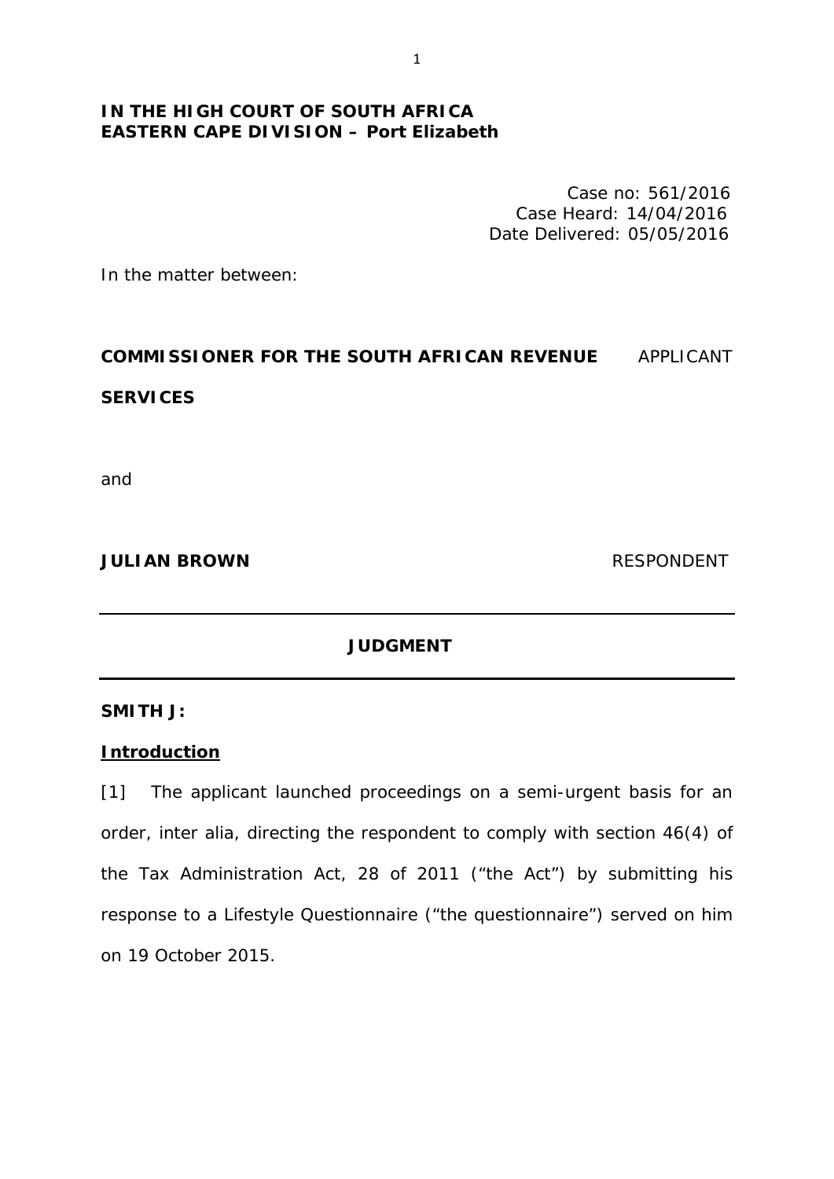**IN THE HIGH COURT OF SOUTH AFRICA**
**EASTERN CAPE DIVISION – Port Elizabeth**

Case no: 561/2016
Case Heard: 14/04/2016
Date Delivered: 05/05/2016

In the matter between:

**COMMISSIONER FOR THE SOUTH AFRICAN REVENUE SERVICES** APPLICANT

and

**JULIAN BROWN** RESPONDENT

---

**JUDGMENT**

---

**SMITH J:**

**Introduction**

[1] The applicant launched proceedings on a semi-urgent basis for an order, inter alia, directing the respondent to comply with section 46(4) of the Tax Administration Act, 28 of 2011 ("the Act") by submitting his response to a Lifestyle Questionnaire ("the questionnaire") served on him on 19 October 2015.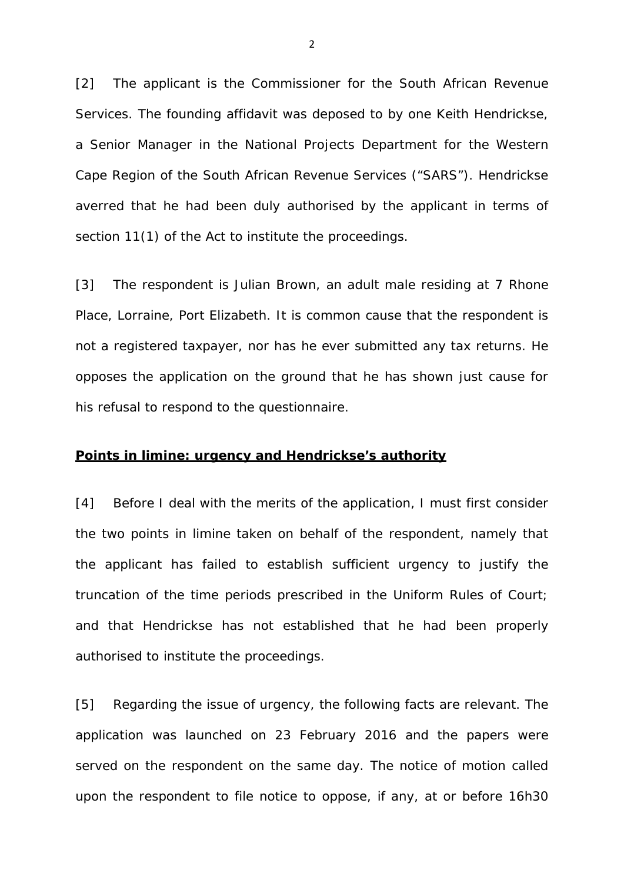[2] The applicant is the Commissioner for the South African Revenue Services. The founding affidavit was deposed to by one Keith Hendrickse, a Senior Manager in the National Projects Department for the Western Cape Region of the South African Revenue Services ("SARS"). Hendrickse averred that he had been duly authorised by the applicant in terms of section 11(1) of the Act to institute the proceedings.

[3] The respondent is Julian Brown, an adult male residing at 7 Rhone Place, Lorraine, Port Elizabeth. It is common cause that the respondent is not a registered taxpayer, nor has he ever submitted any tax returns. He opposes the application on the ground that he has shown just cause for his refusal to respond to the questionnaire.

**Points in limine: urgency and Hendrickse's authority**

[4] Before I deal with the merits of the application, I must first consider the two points in limine taken on behalf of the respondent, namely that the applicant has failed to establish sufficient urgency to justify the truncation of the time periods prescribed in the Uniform Rules of Court; and that Hendrickse has not established that he had been properly authorised to institute the proceedings.

[5] Regarding the issue of urgency, the following facts are relevant. The application was launched on 23 February 2016 and the papers were served on the respondent on the same day. The notice of motion called upon the respondent to file notice to oppose, if any, at or before 16h30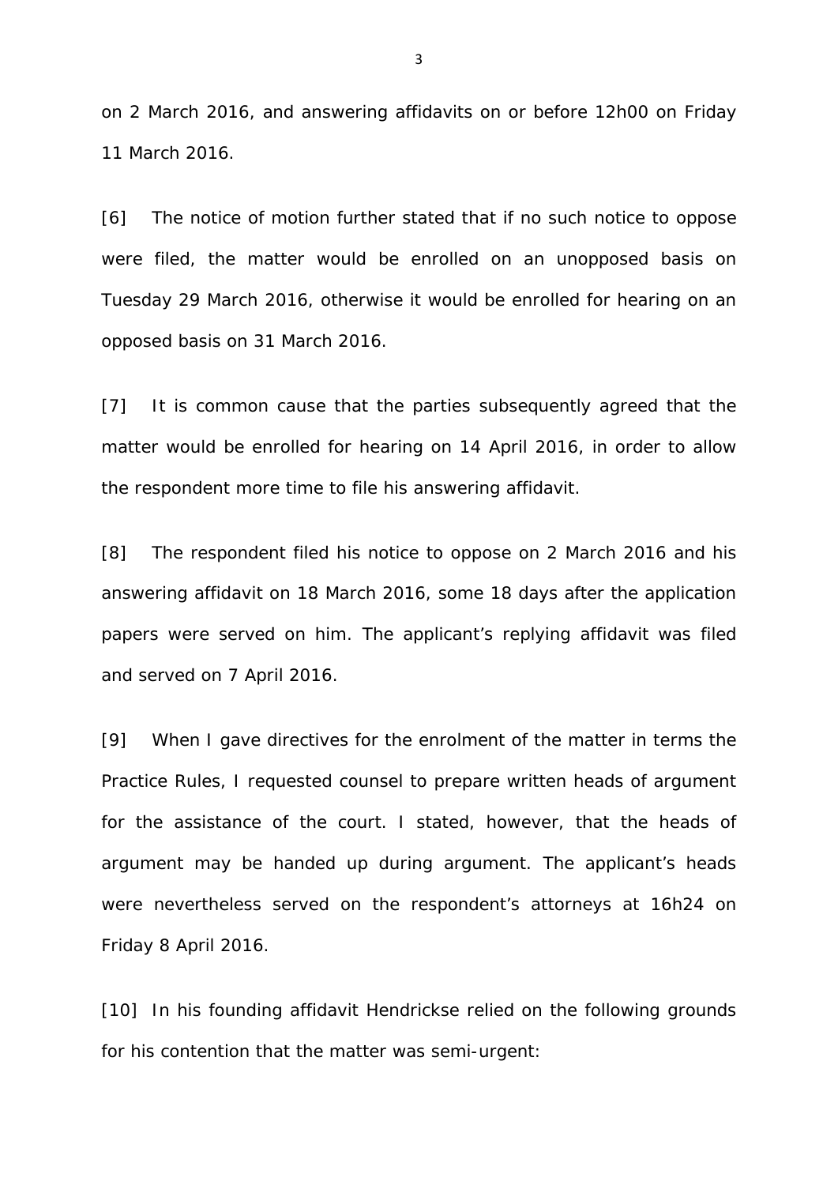on 2 March 2016, and answering affidavits on or before 12h00 on Friday 11 March 2016.

[6] The notice of motion further stated that if no such notice to oppose were filed, the matter would be enrolled on an unopposed basis on Tuesday 29 March 2016, otherwise it would be enrolled for hearing on an opposed basis on 31 March 2016.

[7] It is common cause that the parties subsequently agreed that the matter would be enrolled for hearing on 14 April 2016, in order to allow the respondent more time to file his answering affidavit.

[8] The respondent filed his notice to oppose on 2 March 2016 and his answering affidavit on 18 March 2016, some 18 days after the application papers were served on him. The applicant's replying affidavit was filed and served on 7 April 2016.

[9] When I gave directives for the enrolment of the matter in terms the Practice Rules, I requested counsel to prepare written heads of argument for the assistance of the court. I stated, however, that the heads of argument may be handed up during argument. The applicant's heads were nevertheless served on the respondent's attorneys at 16h24 on Friday 8 April 2016.

[10] In his founding affidavit Hendrickse relied on the following grounds for his contention that the matter was semi-urgent: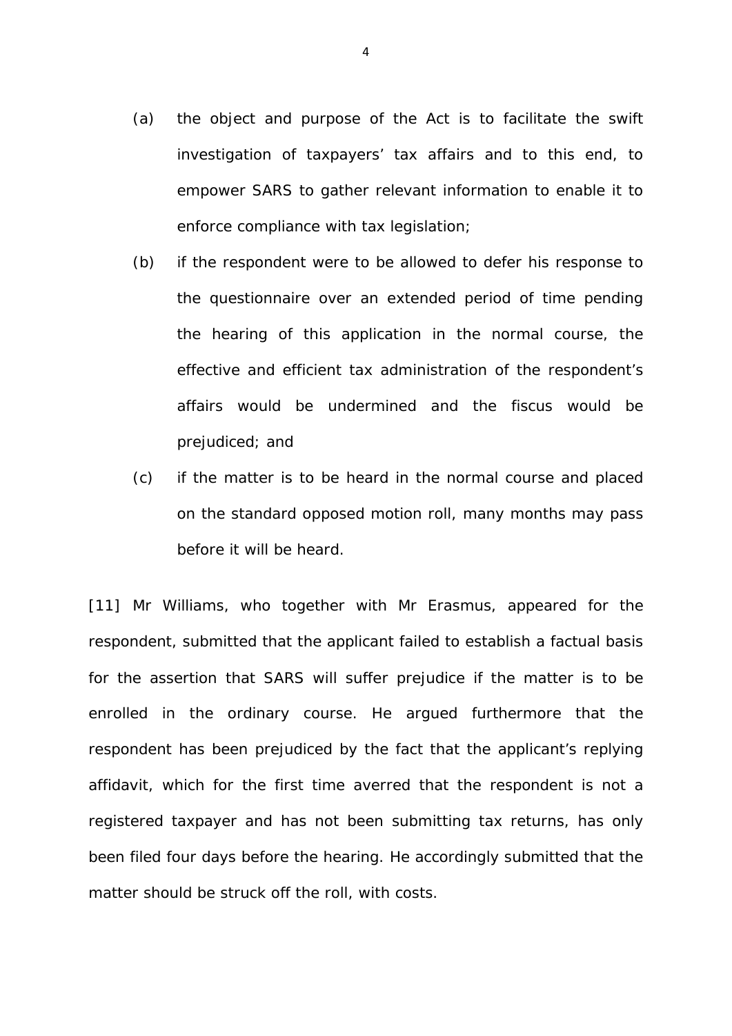(a) the object and purpose of the Act is to facilitate the swift investigation of taxpayers' tax affairs and to this end, to empower SARS to gather relevant information to enable it to enforce compliance with tax legislation;

(b) if the respondent were to be allowed to defer his response to the questionnaire over an extended period of time pending the hearing of this application in the normal course, the effective and efficient tax administration of the respondent's affairs would be undermined and the fiscus would be prejudiced; and

(c) if the matter is to be heard in the normal course and placed on the standard opposed motion roll, many months may pass before it will be heard.

[11] Mr Williams, who together with Mr Erasmus, appeared for the respondent, submitted that the applicant failed to establish a factual basis for the assertion that SARS will suffer prejudice if the matter is to be enrolled in the ordinary course. He argued furthermore that the respondent has been prejudiced by the fact that the applicant's replying affidavit, which for the first time averred that the respondent is not a registered taxpayer and has not been submitting tax returns, has only been filed four days before the hearing. He accordingly submitted that the matter should be struck off the roll, with costs.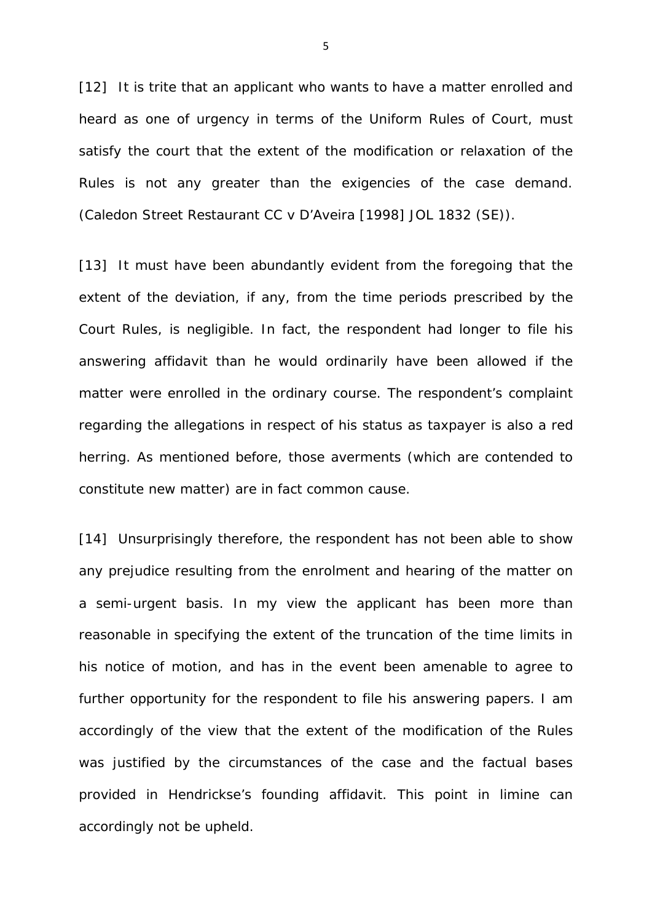[12] It is trite that an applicant who wants to have a matter enrolled and heard as one of urgency in terms of the Uniform Rules of Court, must satisfy the court that the extent of the modification or relaxation of the Rules is not any greater than the exigencies of the case demand. (*Caledon Street Restaurant CC v D'Aveira* [1998] JOL 1832 (SE)).

[13] It must have been abundantly evident from the foregoing that the extent of the deviation, if any, from the time periods prescribed by the Court Rules, is negligible. In fact, the respondent had longer to file his answering affidavit than he would ordinarily have been allowed if the matter were enrolled in the ordinary course. The respondent's complaint regarding the allegations in respect of his status as taxpayer is also a red herring. As mentioned before, those averments (which are contended to constitute new matter) are in fact common cause.

[14] Unsurprisingly therefore, the respondent has not been able to show any prejudice resulting from the enrolment and hearing of the matter on a semi-urgent basis. In my view the applicant has been more than reasonable in specifying the extent of the truncation of the time limits in his notice of motion, and has in the event been amenable to agree to further opportunity for the respondent to file his answering papers. I am accordingly of the view that the extent of the modification of the Rules was justified by the circumstances of the case and the factual bases provided in Hendrickse's founding affidavit. This point *in limine* can accordingly not be upheld.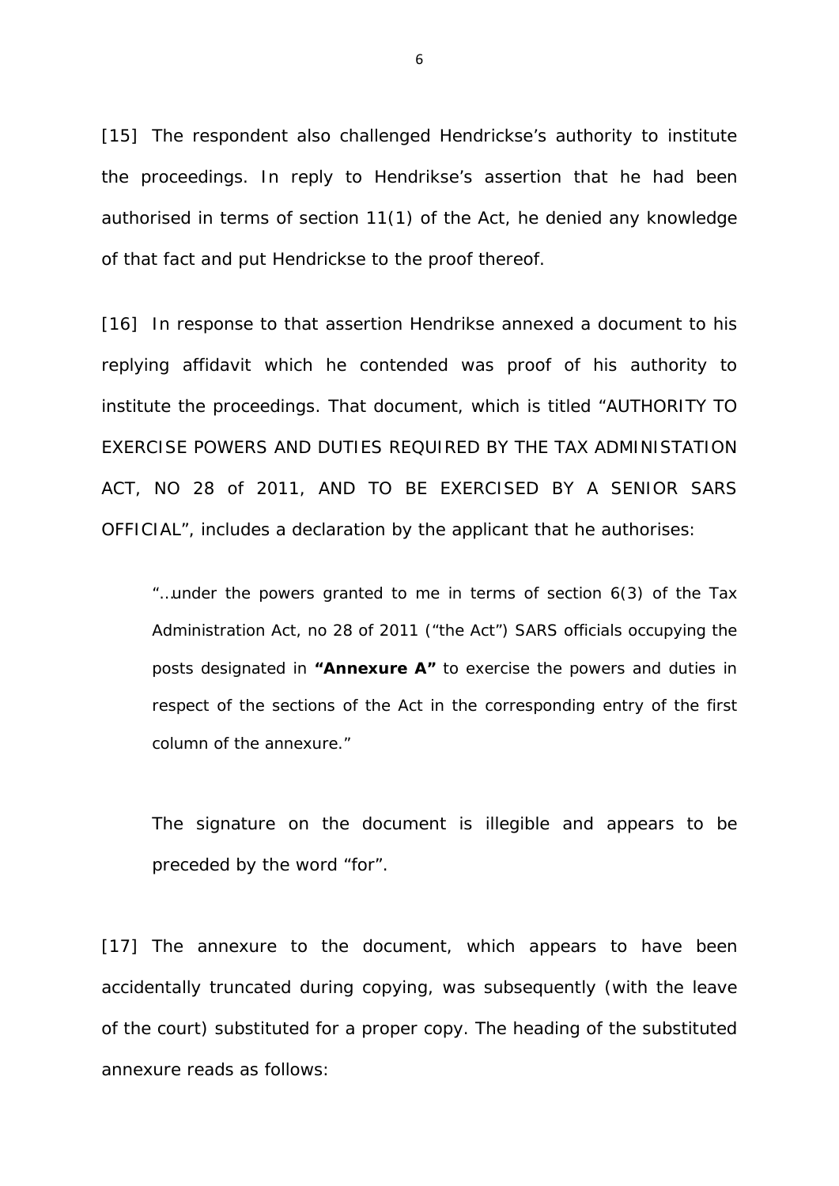[15] The respondent also challenged Hendrickse's authority to institute the proceedings. In reply to Hendrikse's assertion that he had been authorised in terms of section 11(1) of the Act, he denied any knowledge of that fact and put Hendrickse to the proof thereof.

[16] In response to that assertion Hendrikse annexed a document to his replying affidavit which he contended was proof of his authority to institute the proceedings. That document, which is titled "AUTHORITY TO EXERCISE POWERS AND DUTIES REQUIRED BY THE TAX ADMINISTATION ACT, NO 28 of 2011, AND TO BE EXERCISED BY A SENIOR SARS OFFICIAL", includes a declaration by the applicant that he authorises:

> "…under the powers granted to me in terms of section 6(3) of the Tax Administration Act, no 28 of 2011 ("the Act") SARS officials occupying the posts designated in **"Annexure A"** to exercise the powers and duties in respect of the sections of the Act in the corresponding entry of the first column of the annexure."

The signature on the document is illegible and appears to be preceded by the word "for".

[17] The annexure to the document, which appears to have been accidentally truncated during copying, was subsequently (with the leave of the court) substituted for a proper copy. The heading of the substituted annexure reads as follows: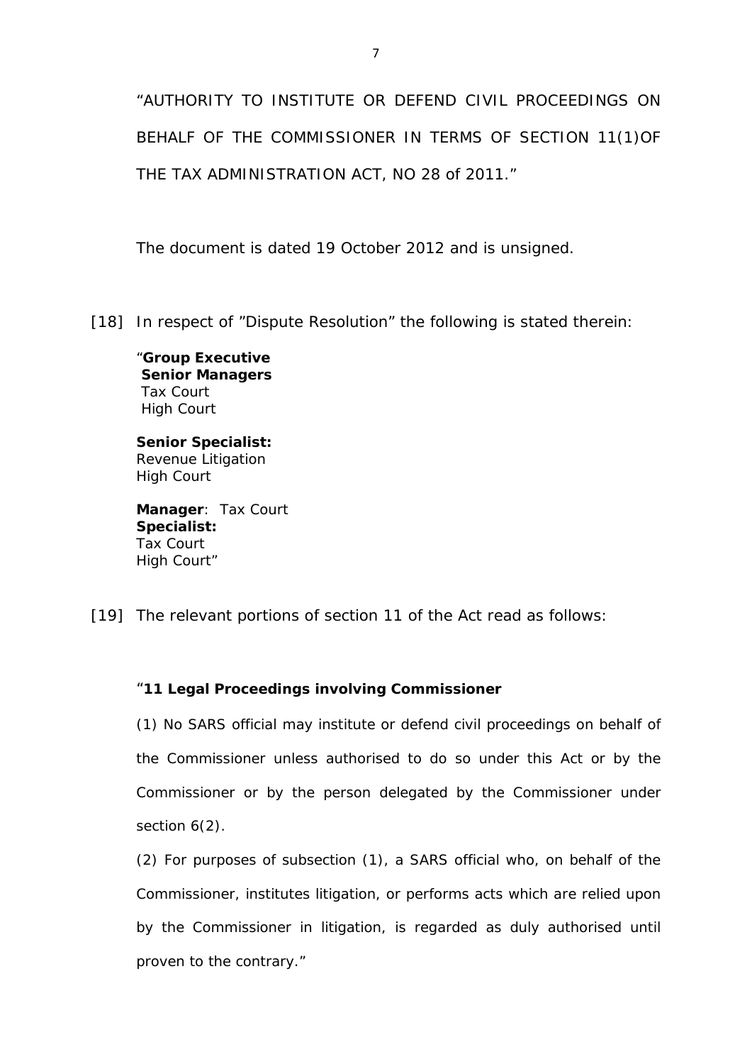"AUTHORITY TO INSTITUTE OR DEFEND CIVIL PROCEEDINGS ON BEHALF OF THE COMMISSIONER IN TERMS OF SECTION 11(1)OF THE TAX ADMINISTRATION ACT, NO 28 of 2011."

The document is dated 19 October 2012 and is unsigned.

[18] In respect of "Dispute Resolution" the following is stated therein:

"**Group Executive**
**Senior Managers**
Tax Court
High Court

**Senior Specialist:**
Revenue Litigation
High Court

**Manager**: Tax Court
**Specialist:**
Tax Court
High Court"

[19] The relevant portions of section 11 of the Act read as follows:

"**11 Legal Proceedings involving Commissioner**

(1) No SARS official may institute or defend civil proceedings on behalf of the Commissioner unless authorised to do so under this Act or by the Commissioner or by the person delegated by the Commissioner under section 6(2).

(2) For purposes of subsection (1), a SARS official who, on behalf of the Commissioner, institutes litigation, or performs acts which are relied upon by the Commissioner in litigation, is regarded as duly authorised until proven to the contrary."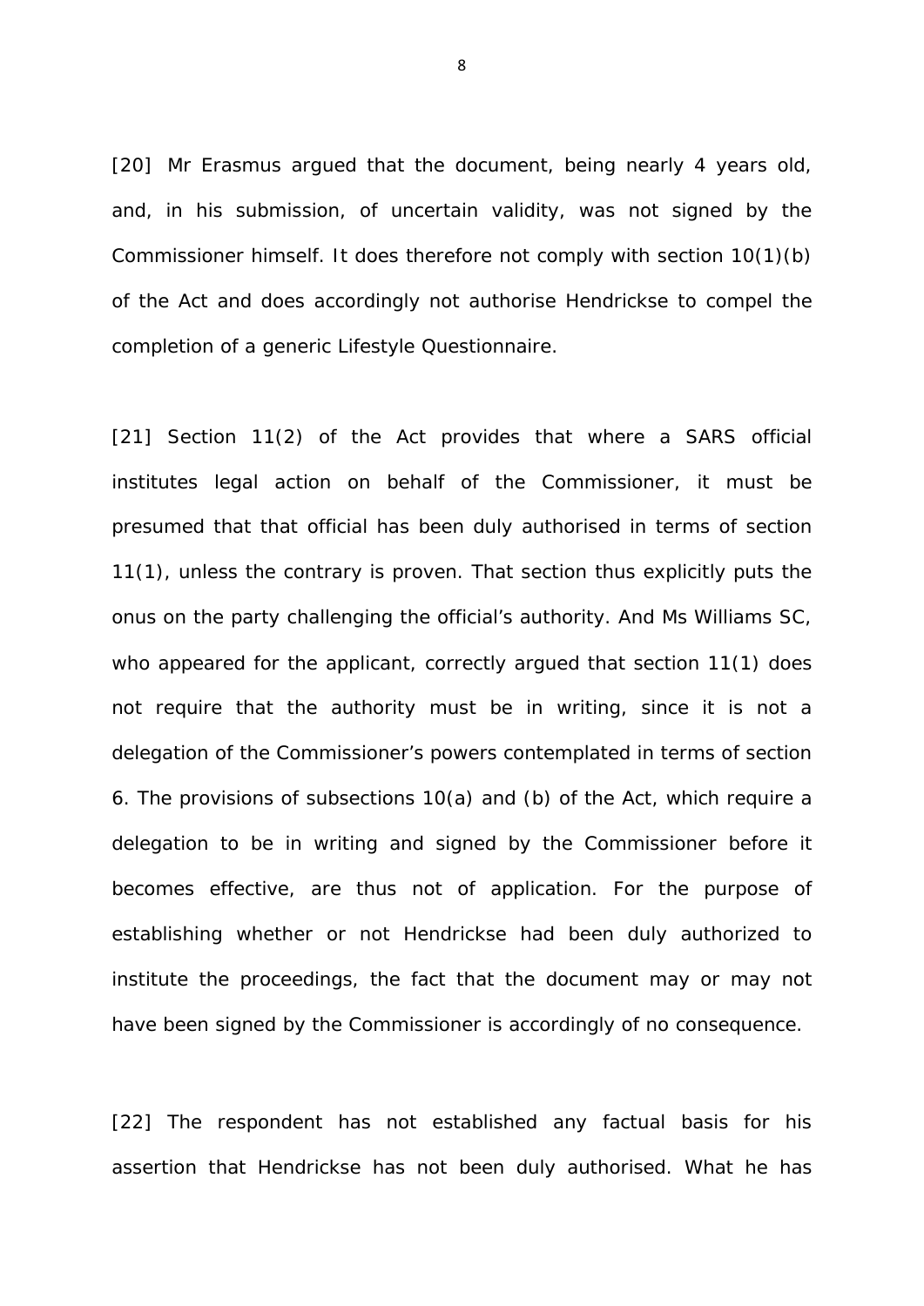[20] Mr Erasmus argued that the document, being nearly 4 years old, and, in his submission, of uncertain validity, was not signed by the Commissioner himself. It does therefore not comply with section 10(1)(b) of the Act and does accordingly not authorise Hendrickse to compel the completion of a generic Lifestyle Questionnaire.

[21] Section 11(2) of the Act provides that where a SARS official institutes legal action on behalf of the Commissioner, it must be presumed that that official has been duly authorised in terms of section 11(1), unless the contrary is proven. That section thus explicitly puts the onus on the party challenging the official's authority. And Ms Williams SC, who appeared for the applicant, correctly argued that section 11(1) does not require that the authority must be in writing, since it is not a delegation of the Commissioner's powers contemplated in terms of section 6. The provisions of subsections 10(a) and (b) of the Act, which require a delegation to be in writing and signed by the Commissioner before it becomes effective, are thus not of application. For the purpose of establishing whether or not Hendrickse had been duly authorized to institute the proceedings, the fact that the document may or may not have been signed by the Commissioner is accordingly of no consequence.

[22] The respondent has not established any factual basis for his assertion that Hendrickse has not been duly authorised. What he has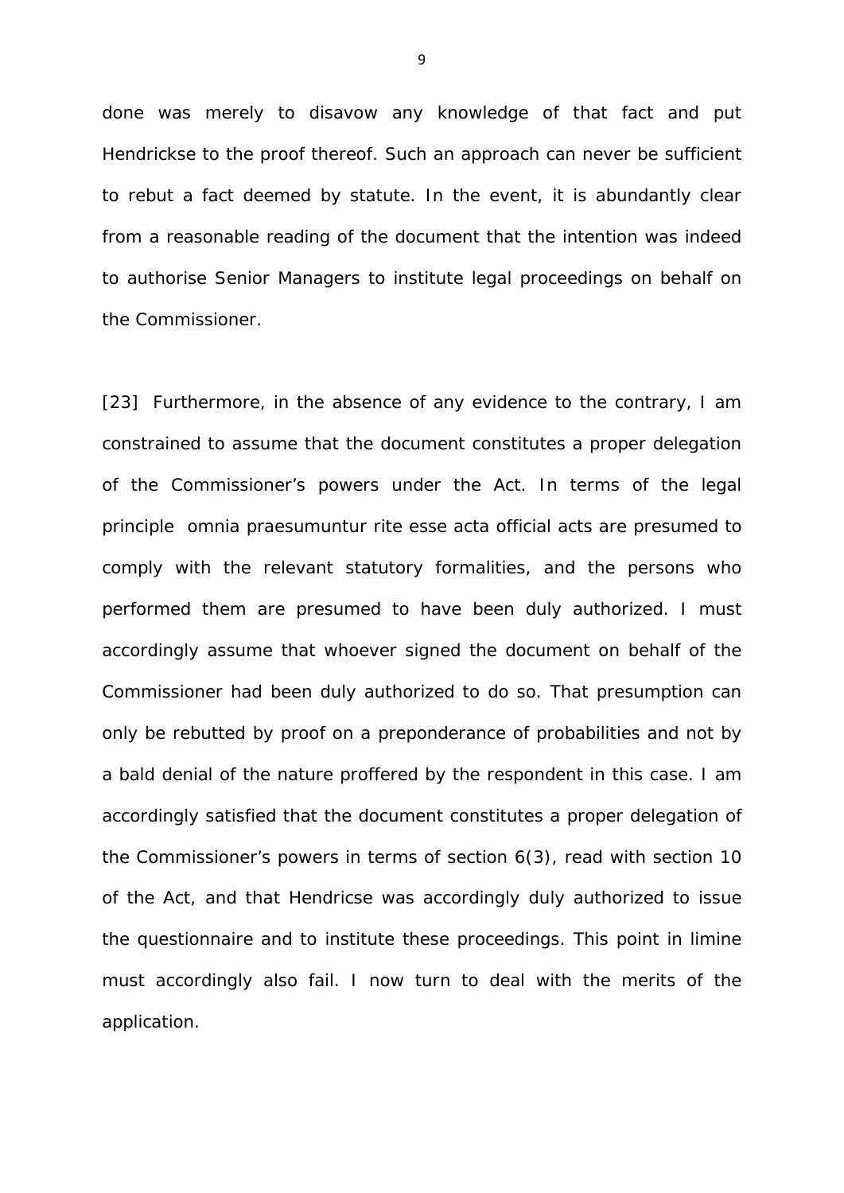done was merely to disavow any knowledge of that fact and put Hendrickse to the proof thereof. Such an approach can never be sufficient to rebut a fact deemed by statute. In the event, it is abundantly clear from a reasonable reading of the document that the intention was indeed to authorise Senior Managers to institute legal proceedings on behalf on the Commissioner.

[23] Furthermore, in the absence of any evidence to the contrary, I am constrained to assume that the document constitutes a proper delegation of the Commissioner's powers under the Act. In terms of the legal principle *omnia praesumuntur rite esse acta* official acts are presumed to comply with the relevant statutory formalities, and the persons who performed them are presumed to have been duly authorized. I must accordingly assume that whoever signed the document on behalf of the Commissioner had been duly authorized to do so. That presumption can only be rebutted by proof on a preponderance of probabilities and not by a bald denial of the nature proffered by the respondent in this case. I am accordingly satisfied that the document constitutes a proper delegation of the Commissioner's powers in terms of section 6(3), read with section 10 of the Act, and that Hendricse was accordingly duly authorized to issue the questionnaire and to institute these proceedings. This point in limine must accordingly also fail. I now turn to deal with the merits of the application.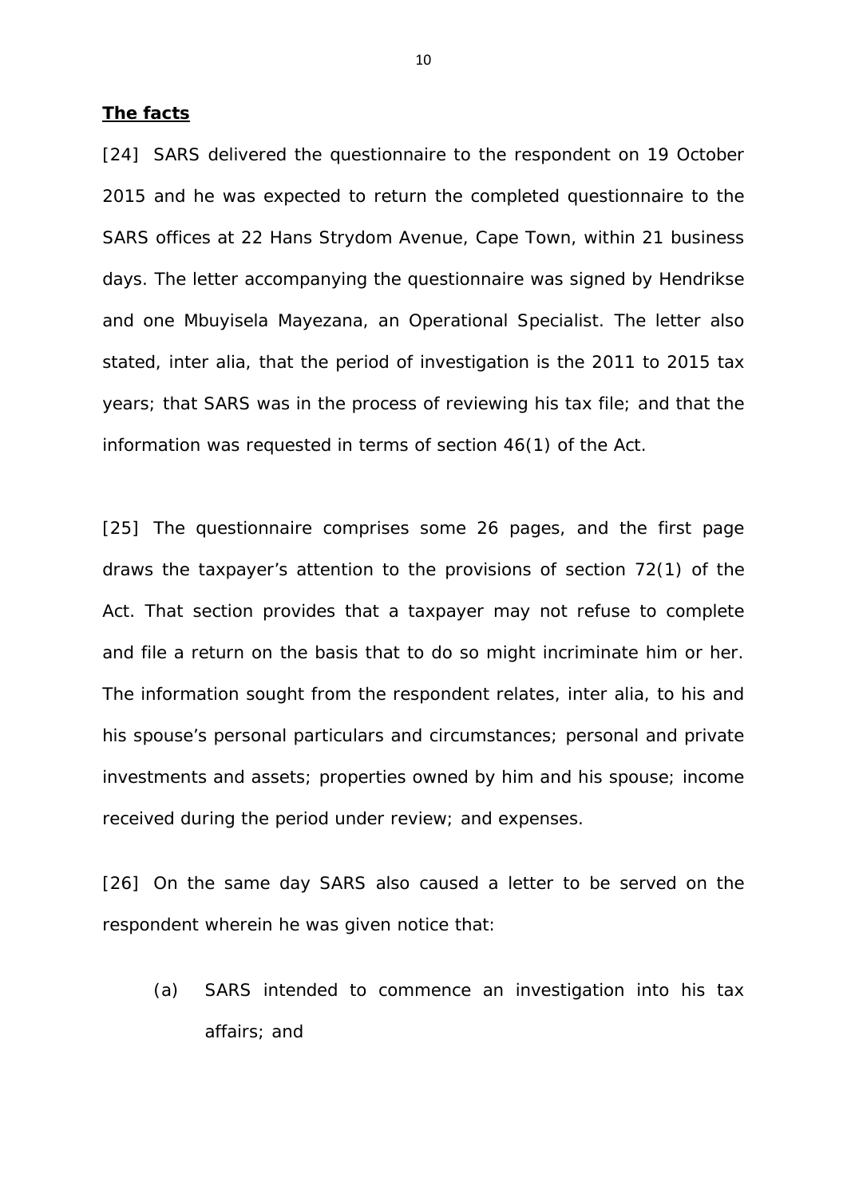**The facts**

[24] SARS delivered the questionnaire to the respondent on 19 October 2015 and he was expected to return the completed questionnaire to the SARS offices at 22 Hans Strydom Avenue, Cape Town, within 21 business days. The letter accompanying the questionnaire was signed by Hendrikse and one Mbuyisela Mayezana, an Operational Specialist. The letter also stated, inter alia, that the period of investigation is the 2011 to 2015 tax years; that SARS was in the process of reviewing his tax file; and that the information was requested in terms of section 46(1) of the Act.

[25] The questionnaire comprises some 26 pages, and the first page draws the taxpayer's attention to the provisions of section 72(1) of the Act. That section provides that a taxpayer may not refuse to complete and file a return on the basis that to do so might incriminate him or her. The information sought from the respondent relates, inter alia, to his and his spouse's personal particulars and circumstances; personal and private investments and assets; properties owned by him and his spouse; income received during the period under review; and expenses.

[26] On the same day SARS also caused a letter to be served on the respondent wherein he was given notice that:

(a) SARS intended to commence an investigation into his tax affairs; and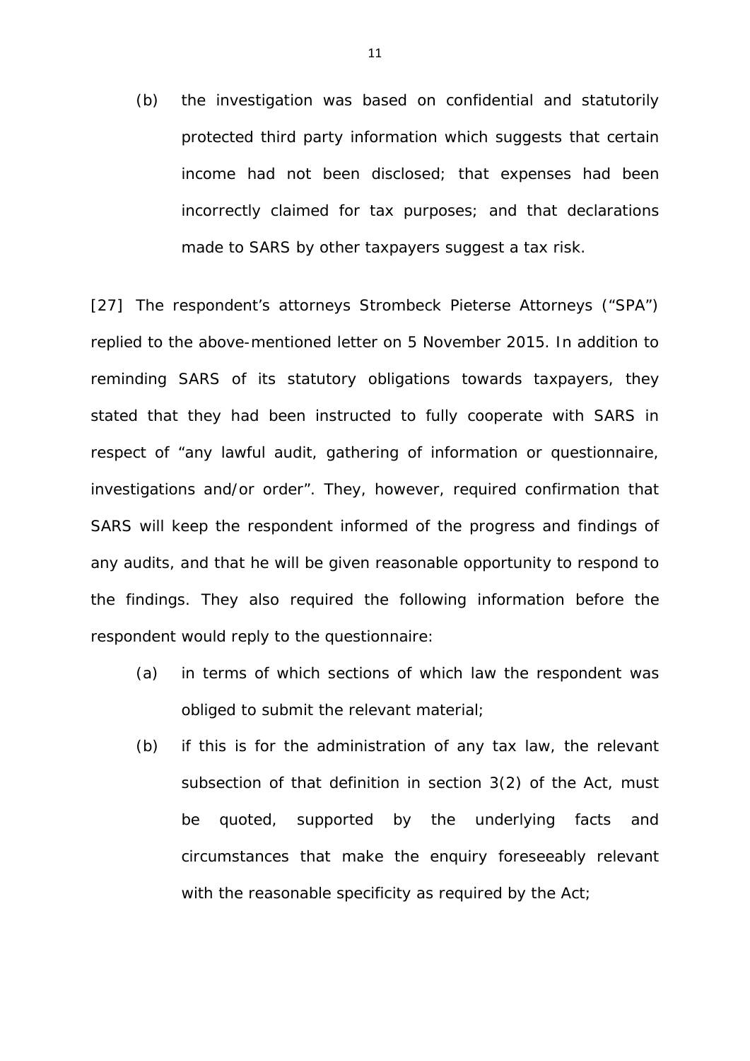(b) the investigation was based on confidential and statutorily protected third party information which suggests that certain income had not been disclosed; that expenses had been incorrectly claimed for tax purposes; and that declarations made to SARS by other taxpayers suggest a tax risk.

[27] The respondent's attorneys Strombeck Pieterse Attorneys ("SPA") replied to the above-mentioned letter on 5 November 2015. In addition to reminding SARS of its statutory obligations towards taxpayers, they stated that they had been instructed to fully cooperate with SARS in respect of "any lawful audit, gathering of information or questionnaire, investigations and/or order". They, however, required confirmation that SARS will keep the respondent informed of the progress and findings of any audits, and that he will be given reasonable opportunity to respond to the findings. They also required the following information before the respondent would reply to the questionnaire:

(a) in terms of which sections of which law the respondent was obliged to submit the relevant material;

(b) if this is for the administration of any tax law, the relevant subsection of that definition in section 3(2) of the Act, must be quoted, supported by the underlying facts and circumstances that make the enquiry foreseeably relevant with the reasonable specificity as required by the Act;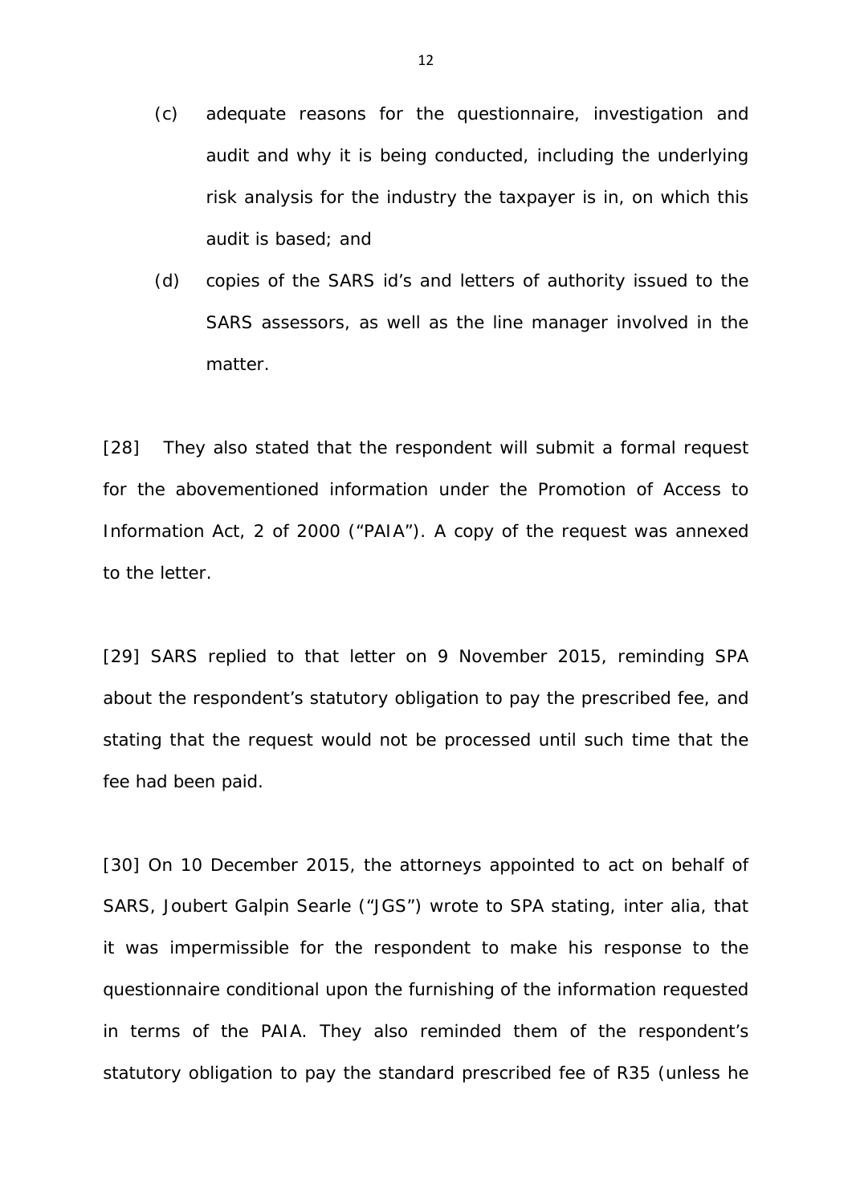(c) adequate reasons for the questionnaire, investigation and audit and why it is being conducted, including the underlying risk analysis for the industry the taxpayer is in, on which this audit is based; and

(d) copies of the SARS id's and letters of authority issued to the SARS assessors, as well as the line manager involved in the matter.

[28] They also stated that the respondent will submit a formal request for the abovementioned information under the Promotion of Access to Information Act, 2 of 2000 ("PAIA"). A copy of the request was annexed to the letter.

[29] SARS replied to that letter on 9 November 2015, reminding SPA about the respondent's statutory obligation to pay the prescribed fee, and stating that the request would not be processed until such time that the fee had been paid.

[30] On 10 December 2015, the attorneys appointed to act on behalf of SARS, Joubert Galpin Searle ("JGS") wrote to SPA stating, inter alia, that it was impermissible for the respondent to make his response to the questionnaire conditional upon the furnishing of the information requested in terms of the PAIA. They also reminded them of the respondent's statutory obligation to pay the standard prescribed fee of R35 (unless he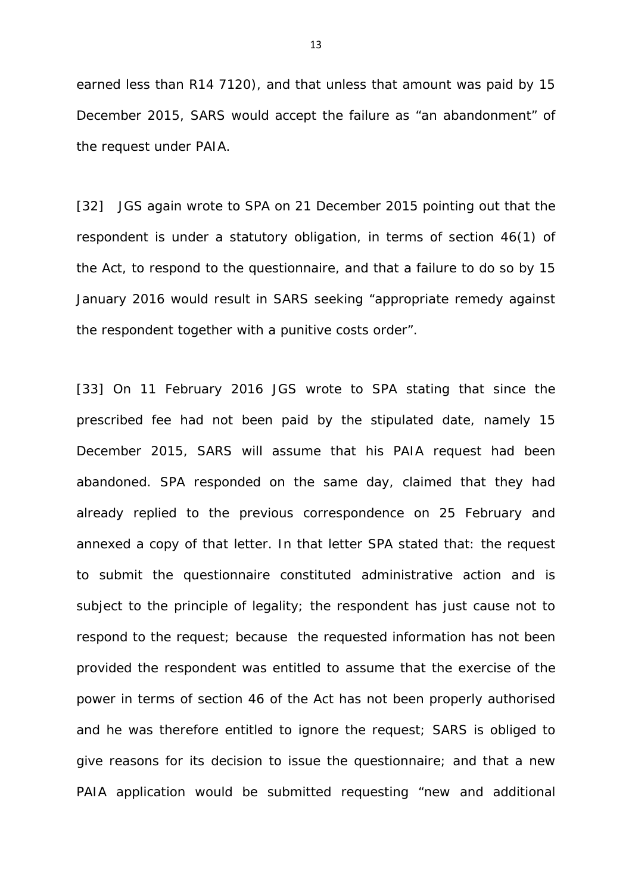earned less than R14 7120), and that unless that amount was paid by 15 December 2015, SARS would accept the failure as "an abandonment" of the request under PAIA.

[32] JGS again wrote to SPA on 21 December 2015 pointing out that the respondent is under a statutory obligation, in terms of section 46(1) of the Act, to respond to the questionnaire, and that a failure to do so by 15 January 2016 would result in SARS seeking "appropriate remedy against the respondent together with a punitive costs order".

[33] On 11 February 2016 JGS wrote to SPA stating that since the prescribed fee had not been paid by the stipulated date, namely 15 December 2015, SARS will assume that his PAIA request had been abandoned. SPA responded on the same day, claimed that they had already replied to the previous correspondence on 25 February and annexed a copy of that letter. In that letter SPA stated that: the request to submit the questionnaire constituted administrative action and is subject to the principle of legality; the respondent has just cause not to respond to the request; because the requested information has not been provided the respondent was entitled to assume that the exercise of the power in terms of section 46 of the Act has not been properly authorised and he was therefore entitled to ignore the request; SARS is obliged to give reasons for its decision to issue the questionnaire; and that a new PAIA application would be submitted requesting "new and additional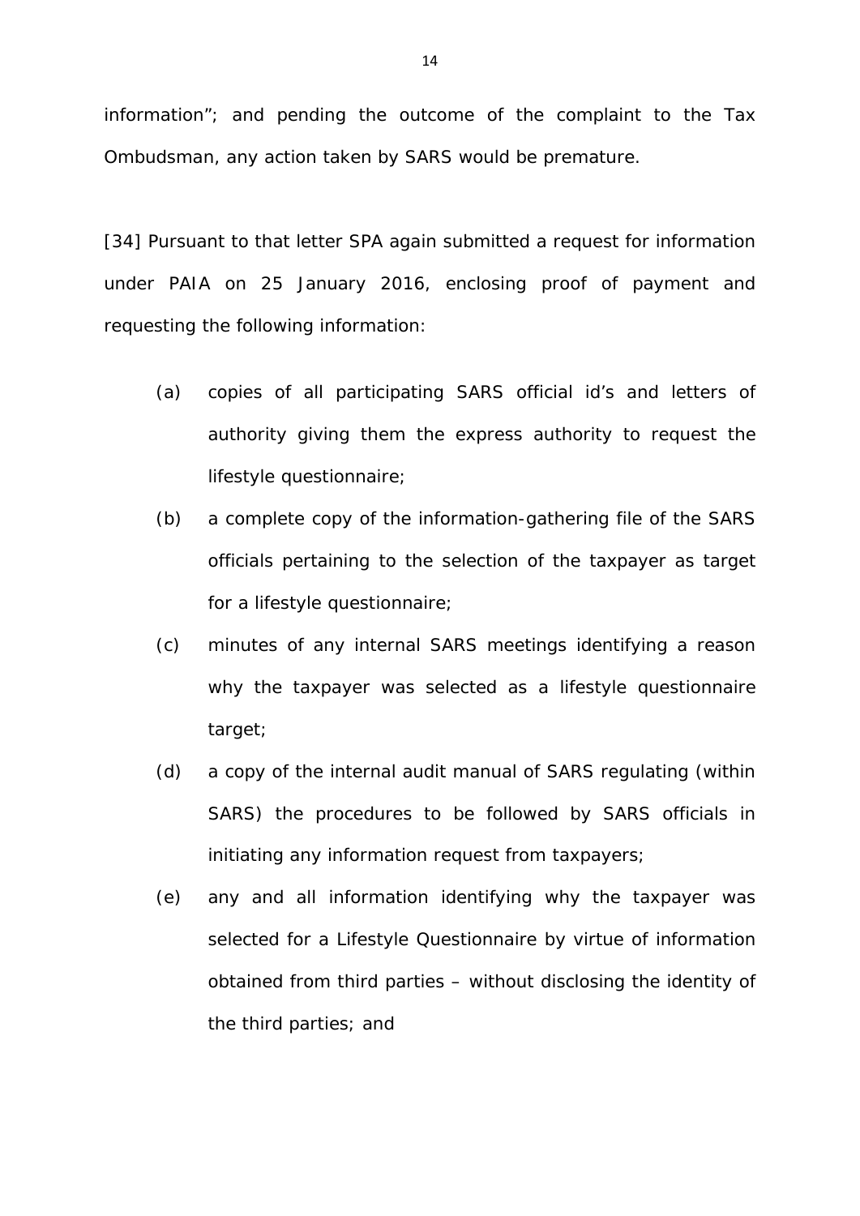information"; and pending the outcome of the complaint to the Tax Ombudsman, any action taken by SARS would be premature.

[34] Pursuant to that letter SPA again submitted a request for information under PAIA on 25 January 2016, enclosing proof of payment and requesting the following information:

(a) copies of all participating SARS official id's and letters of authority giving them the express authority to request the lifestyle questionnaire;

(b) a complete copy of the information-gathering file of the SARS officials pertaining to the selection of the taxpayer as target for a lifestyle questionnaire;

(c) minutes of any internal SARS meetings identifying a reason why the taxpayer was selected as a lifestyle questionnaire target;

(d) a copy of the internal audit manual of SARS regulating (within SARS) the procedures to be followed by SARS officials in initiating any information request from taxpayers;

(e) any and all information identifying why the taxpayer was selected for a Lifestyle Questionnaire by virtue of information obtained from third parties – without disclosing the identity of the third parties; and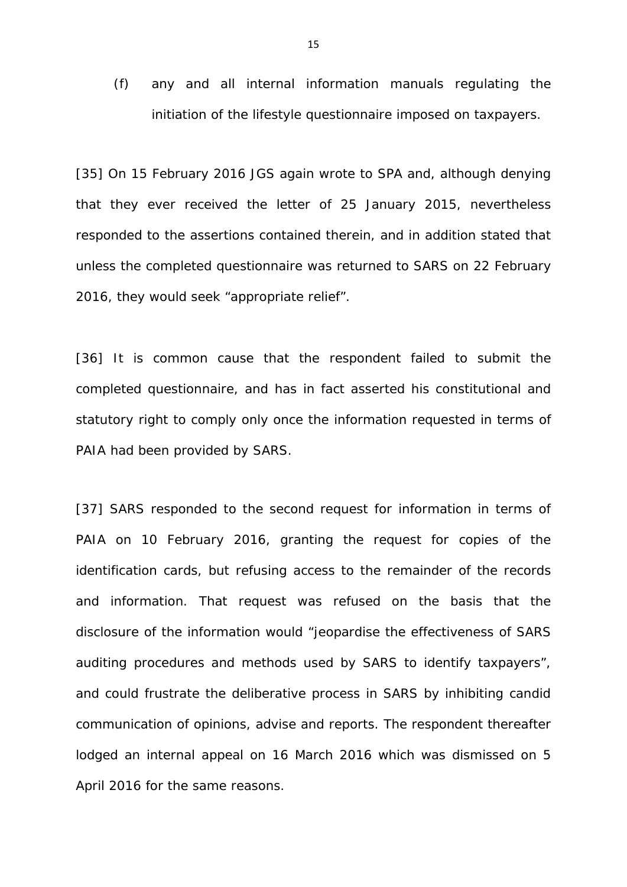(f) any and all internal information manuals regulating the initiation of the lifestyle questionnaire imposed on taxpayers.

[35] On 15 February 2016 JGS again wrote to SPA and, although denying that they ever received the letter of 25 January 2015, nevertheless responded to the assertions contained therein, and in addition stated that unless the completed questionnaire was returned to SARS on 22 February 2016, they would seek "appropriate relief".

[36] It is common cause that the respondent failed to submit the completed questionnaire, and has in fact asserted his constitutional and statutory right to comply only once the information requested in terms of PAIA had been provided by SARS.

[37] SARS responded to the second request for information in terms of PAIA on 10 February 2016, granting the request for copies of the identification cards, but refusing access to the remainder of the records and information. That request was refused on the basis that the disclosure of the information would "jeopardise the effectiveness of SARS auditing procedures and methods used by SARS to identify taxpayers", and could frustrate the deliberative process in SARS by inhibiting candid communication of opinions, advise and reports. The respondent thereafter lodged an internal appeal on 16 March 2016 which was dismissed on 5 April 2016 for the same reasons.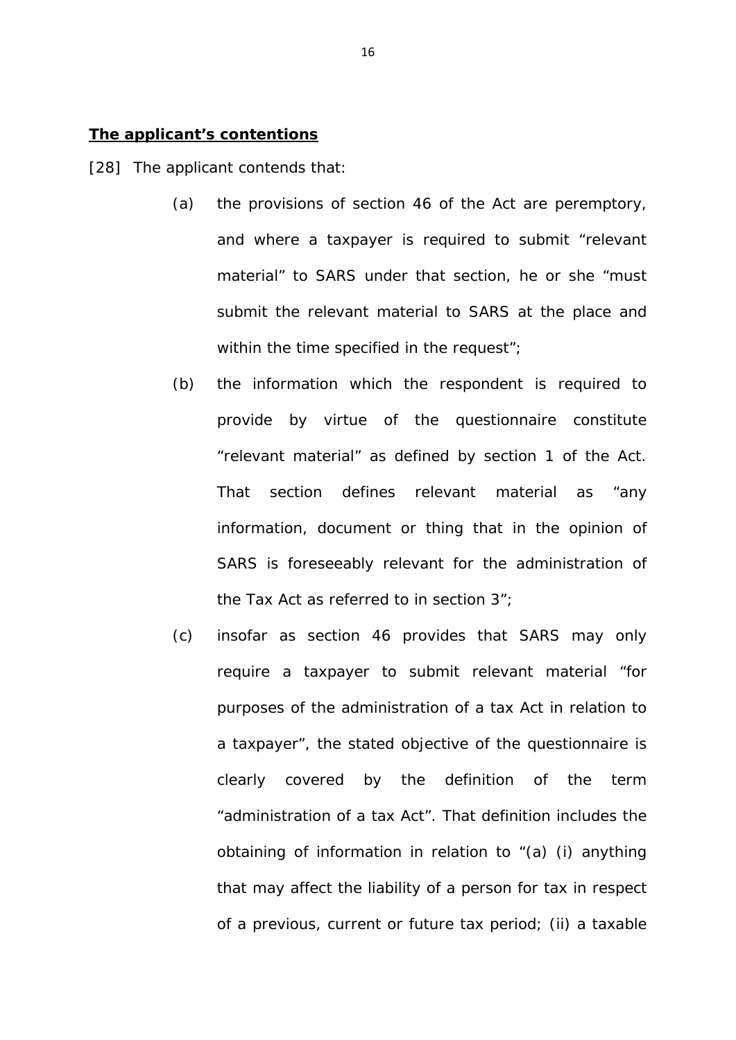**The applicant's contentions**

[28] The applicant contends that:

(a) the provisions of section 46 of the Act are peremptory, and where a taxpayer is required to submit "relevant material" to SARS under that section, he or she "must submit the relevant material to SARS at the place and within the time specified in the request";

(b) the information which the respondent is required to provide by virtue of the questionnaire constitute "relevant material" as defined by section 1 of the Act. That section defines relevant material as "any information, document or thing that in the opinion of SARS is foreseeably relevant for the administration of the Tax Act as referred to in section 3";

(c) insofar as section 46 provides that SARS may only require a taxpayer to submit relevant material "for purposes of the administration of a tax Act in relation to a taxpayer", the stated objective of the questionnaire is clearly covered by the definition of the term "administration of a tax Act". That definition includes the obtaining of information in relation to "(a) (i) anything that may affect the liability of a person for tax in respect of a previous, current or future tax period; (ii) a taxable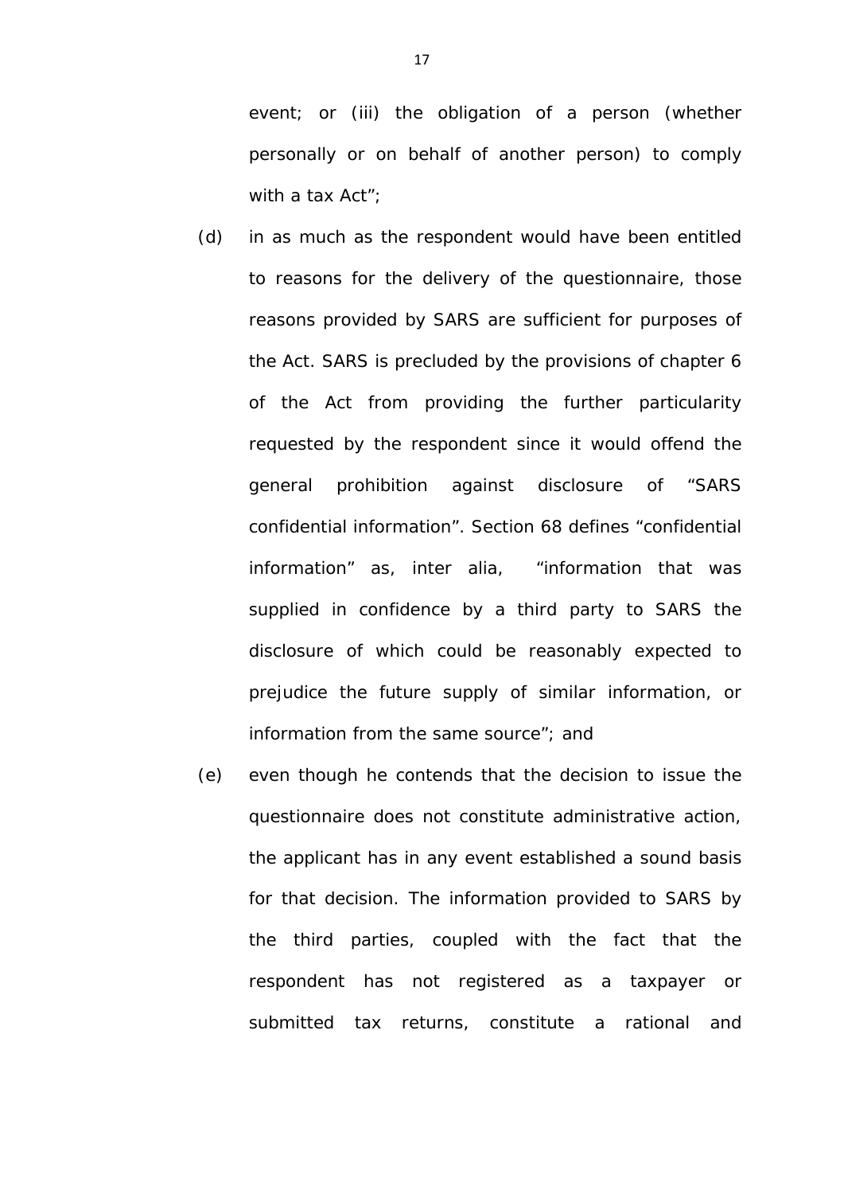event; or (iii) the obligation of a person (whether personally or on behalf of another person) to comply with a tax Act";

(d) in as much as the respondent would have been entitled to reasons for the delivery of the questionnaire, those reasons provided by SARS are sufficient for purposes of the Act. SARS is precluded by the provisions of chapter 6 of the Act from providing the further particularity requested by the respondent since it would offend the general prohibition against disclosure of "SARS confidential information". Section 68 defines "confidential information" as, inter alia, "information that was supplied in confidence by a third party to SARS the disclosure of which could be reasonably expected to prejudice the future supply of similar information, or information from the same source"; and

(e) even though he contends that the decision to issue the questionnaire does not constitute administrative action, the applicant has in any event established a sound basis for that decision. The information provided to SARS by the third parties, coupled with the fact that the respondent has not registered as a taxpayer or submitted tax returns, constitute a rational and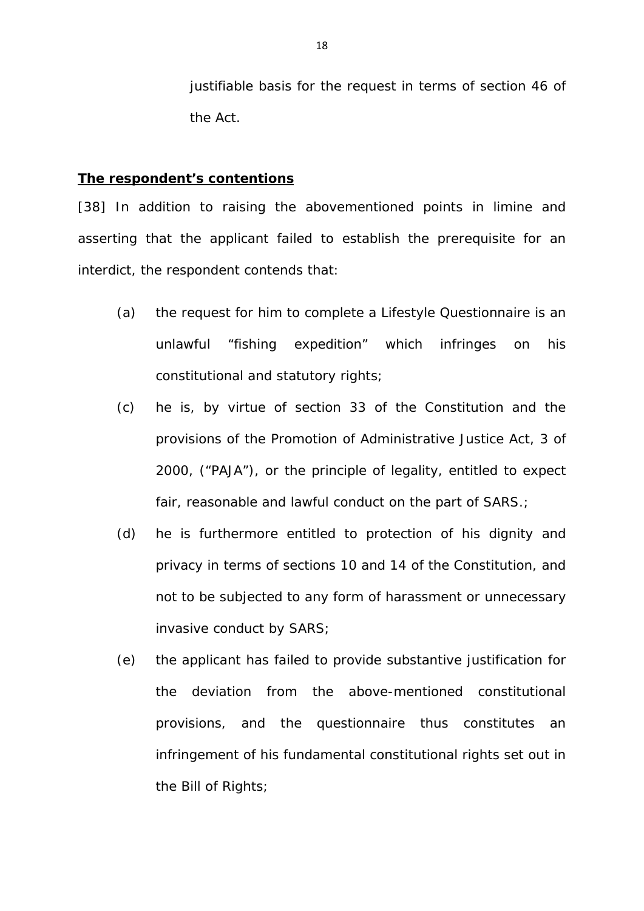justifiable basis for the request in terms of section 46 of the Act.

**The respondent's contentions**

[38] In addition to raising the abovementioned points in limine and asserting that the applicant failed to establish the prerequisite for an interdict, the respondent contends that:

(a) the request for him to complete a Lifestyle Questionnaire is an unlawful "fishing expedition" which infringes on his constitutional and statutory rights;

(c) he is, by virtue of section 33 of the Constitution and the provisions of the Promotion of Administrative Justice Act, 3 of 2000, ("PAJA"), or the principle of legality, entitled to expect fair, reasonable and lawful conduct on the part of SARS.;

(d) he is furthermore entitled to protection of his dignity and privacy in terms of sections 10 and 14 of the Constitution, and not to be subjected to any form of harassment or unnecessary invasive conduct by SARS;

(e) the applicant has failed to provide substantive justification for the deviation from the above-mentioned constitutional provisions, and the questionnaire thus constitutes an infringement of his fundamental constitutional rights set out in the Bill of Rights;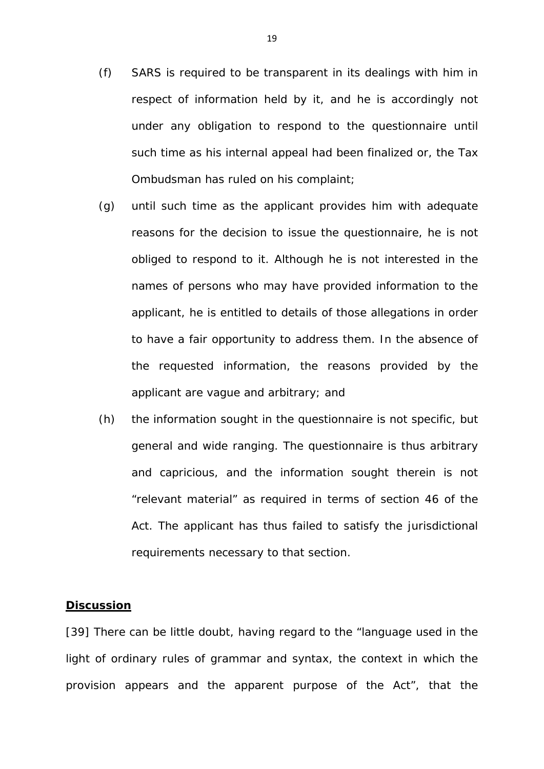(f) SARS is required to be transparent in its dealings with him in respect of information held by it, and he is accordingly not under any obligation to respond to the questionnaire until such time as his internal appeal had been finalized or, the Tax Ombudsman has ruled on his complaint;

(g) until such time as the applicant provides him with adequate reasons for the decision to issue the questionnaire, he is not obliged to respond to it. Although he is not interested in the names of persons who may have provided information to the applicant, he is entitled to details of those allegations in order to have a fair opportunity to address them. In the absence of the requested information, the reasons provided by the applicant are vague and arbitrary; and

(h) the information sought in the questionnaire is not specific, but general and wide ranging. The questionnaire is thus arbitrary and capricious, and the information sought therein is not "relevant material" as required in terms of section 46 of the Act. The applicant has thus failed to satisfy the jurisdictional requirements necessary to that section.

**Discussion**

[39] There can be little doubt, having regard to the "language used in the light of ordinary rules of grammar and syntax, the context in which the provision appears and the apparent purpose of the Act", that the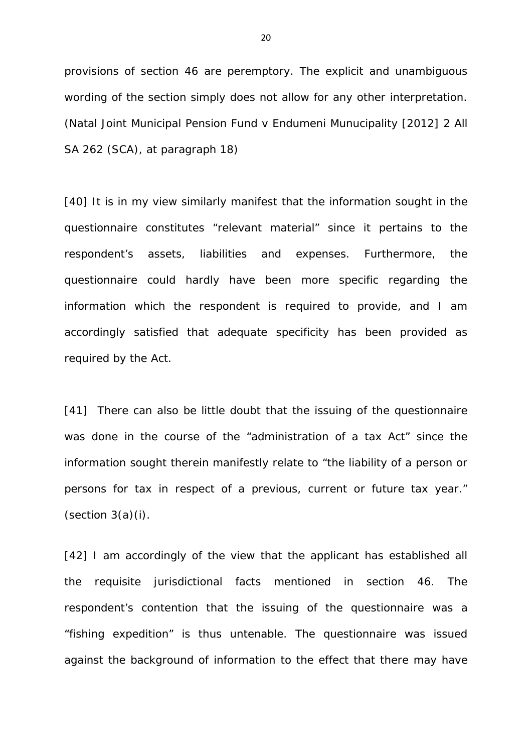provisions of section 46 are peremptory. The explicit and unambiguous wording of the section simply does not allow for any other interpretation. (Natal Joint Municipal Pension Fund v Endumeni Munucipality [2012] 2 All SA 262 (SCA), at paragraph 18)

[40] It is in my view similarly manifest that the information sought in the questionnaire constitutes "relevant material" since it pertains to the respondent's assets, liabilities and expenses. Furthermore, the questionnaire could hardly have been more specific regarding the information which the respondent is required to provide, and I am accordingly satisfied that adequate specificity has been provided as required by the Act.

[41] There can also be little doubt that the issuing of the questionnaire was done in the course of the "administration of a tax Act" since the information sought therein manifestly relate to "the liability of a person or persons for tax in respect of a previous, current or future tax year." (section 3(a)(i).

[42] I am accordingly of the view that the applicant has established all the requisite jurisdictional facts mentioned in section 46. The respondent's contention that the issuing of the questionnaire was a "fishing expedition" is thus untenable. The questionnaire was issued against the background of information to the effect that there may have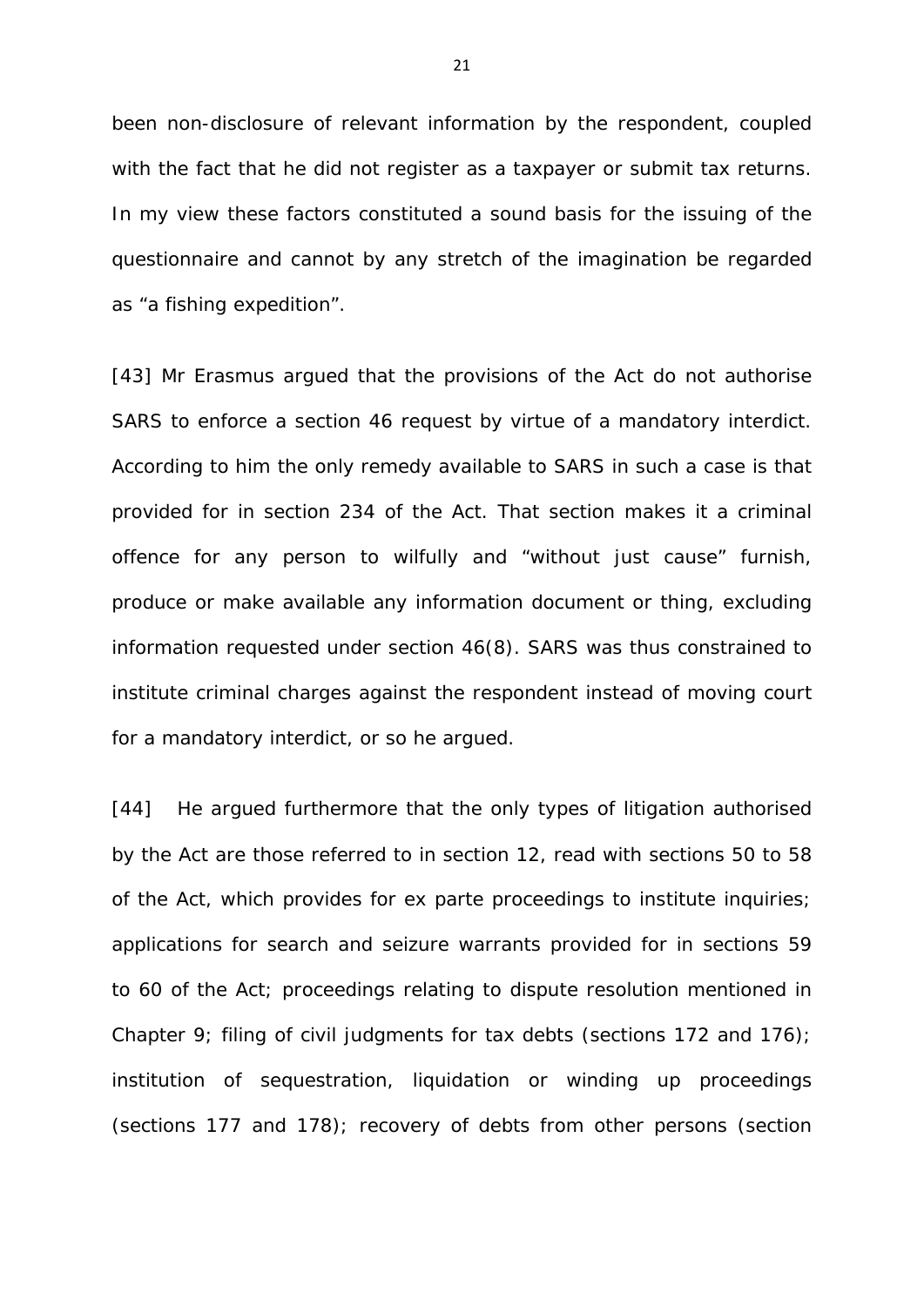been non-disclosure of relevant information by the respondent, coupled with the fact that he did not register as a taxpayer or submit tax returns. In my view these factors constituted a sound basis for the issuing of the questionnaire and cannot by any stretch of the imagination be regarded as "a fishing expedition".

[43] Mr Erasmus argued that the provisions of the Act do not authorise SARS to enforce a section 46 request by virtue of a mandatory interdict. According to him the only remedy available to SARS in such a case is that provided for in section 234 of the Act. That section makes it a criminal offence for any person to wilfully and "without just cause" furnish, produce or make available any information document or thing, excluding information requested under section 46(8). SARS was thus constrained to institute criminal charges against the respondent instead of moving court for a mandatory interdict, or so he argued.

[44] He argued furthermore that the only types of litigation authorised by the Act are those referred to in section 12, read with sections 50 to 58 of the Act, which provides for ex parte proceedings to institute inquiries; applications for search and seizure warrants provided for in sections 59 to 60 of the Act; proceedings relating to dispute resolution mentioned in Chapter 9; filing of civil judgments for tax debts (sections 172 and 176); institution of sequestration, liquidation or winding up proceedings (sections 177 and 178); recovery of debts from other persons (section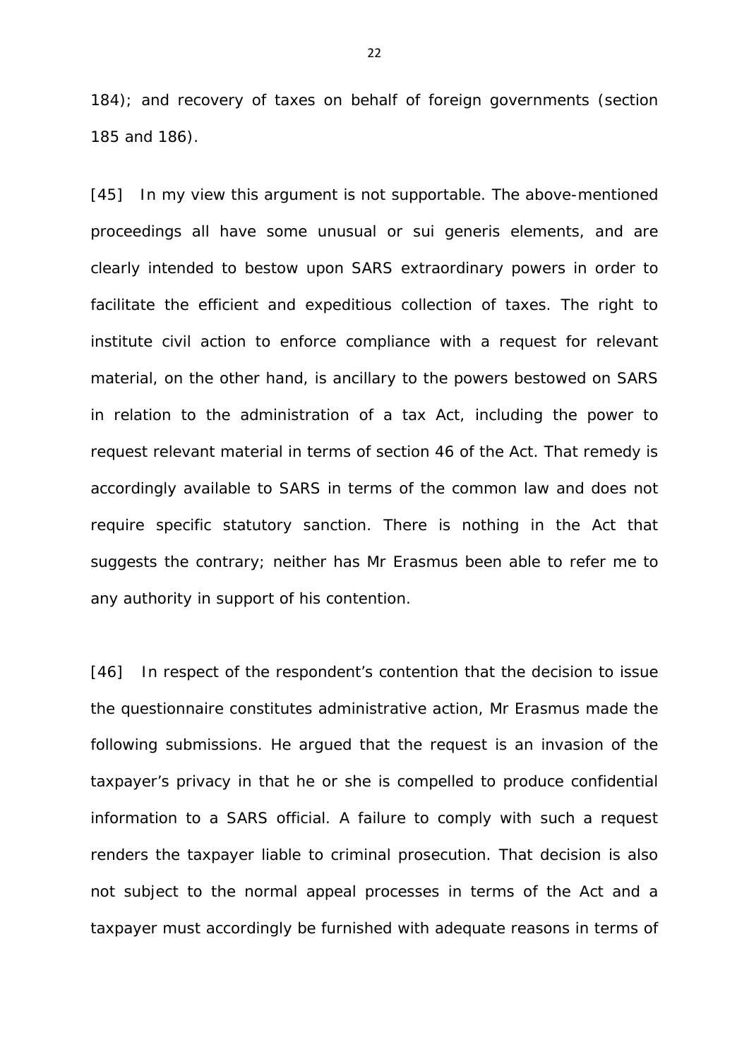184); and recovery of taxes on behalf of foreign governments (section 185 and 186).

[45] In my view this argument is not supportable. The above-mentioned proceedings all have some unusual or sui generis elements, and are clearly intended to bestow upon SARS extraordinary powers in order to facilitate the efficient and expeditious collection of taxes. The right to institute civil action to enforce compliance with a request for relevant material, on the other hand, is ancillary to the powers bestowed on SARS in relation to the administration of a tax Act, including the power to request relevant material in terms of section 46 of the Act. That remedy is accordingly available to SARS in terms of the common law and does not require specific statutory sanction. There is nothing in the Act that suggests the contrary; neither has Mr Erasmus been able to refer me to any authority in support of his contention.

[46] In respect of the respondent's contention that the decision to issue the questionnaire constitutes administrative action, Mr Erasmus made the following submissions. He argued that the request is an invasion of the taxpayer's privacy in that he or she is compelled to produce confidential information to a SARS official. A failure to comply with such a request renders the taxpayer liable to criminal prosecution. That decision is also not subject to the normal appeal processes in terms of the Act and a taxpayer must accordingly be furnished with adequate reasons in terms of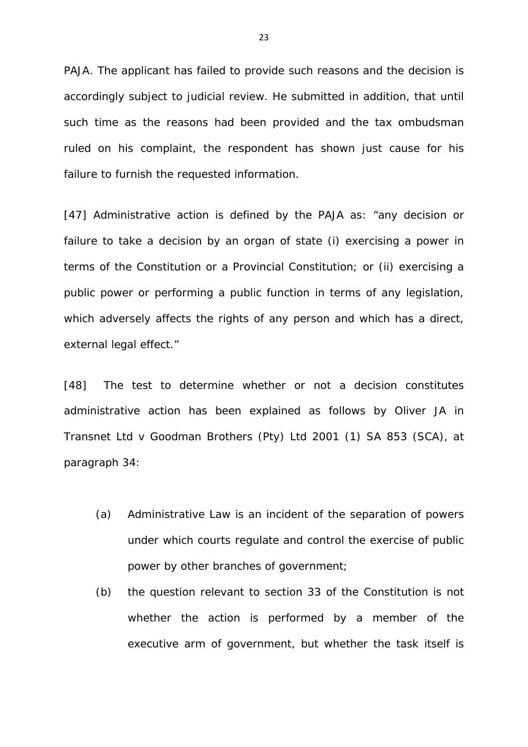PAJA. The applicant has failed to provide such reasons and the decision is accordingly subject to judicial review. He submitted in addition, that until such time as the reasons had been provided and the tax ombudsman ruled on his complaint, the respondent has shown just cause for his failure to furnish the requested information.

[47] Administrative action is defined by the PAJA as: "any decision or failure to take a decision by an organ of state (i) exercising a power in terms of the Constitution or a Provincial Constitution; or (ii) exercising a public power or performing a public function in terms of any legislation, which adversely affects the rights of any person and which has a direct, external legal effect."

[48] The test to determine whether or not a decision constitutes administrative action has been explained as follows by Oliver JA in Transnet Ltd v Goodman Brothers (Pty) Ltd 2001 (1) SA 853 (SCA), at paragraph 34:

(a) Administrative Law is an incident of the separation of powers under which courts regulate and control the exercise of public power by other branches of government;

(b) the question relevant to section 33 of the Constitution is not whether the action is performed by a member of the executive arm of government, but whether the task itself is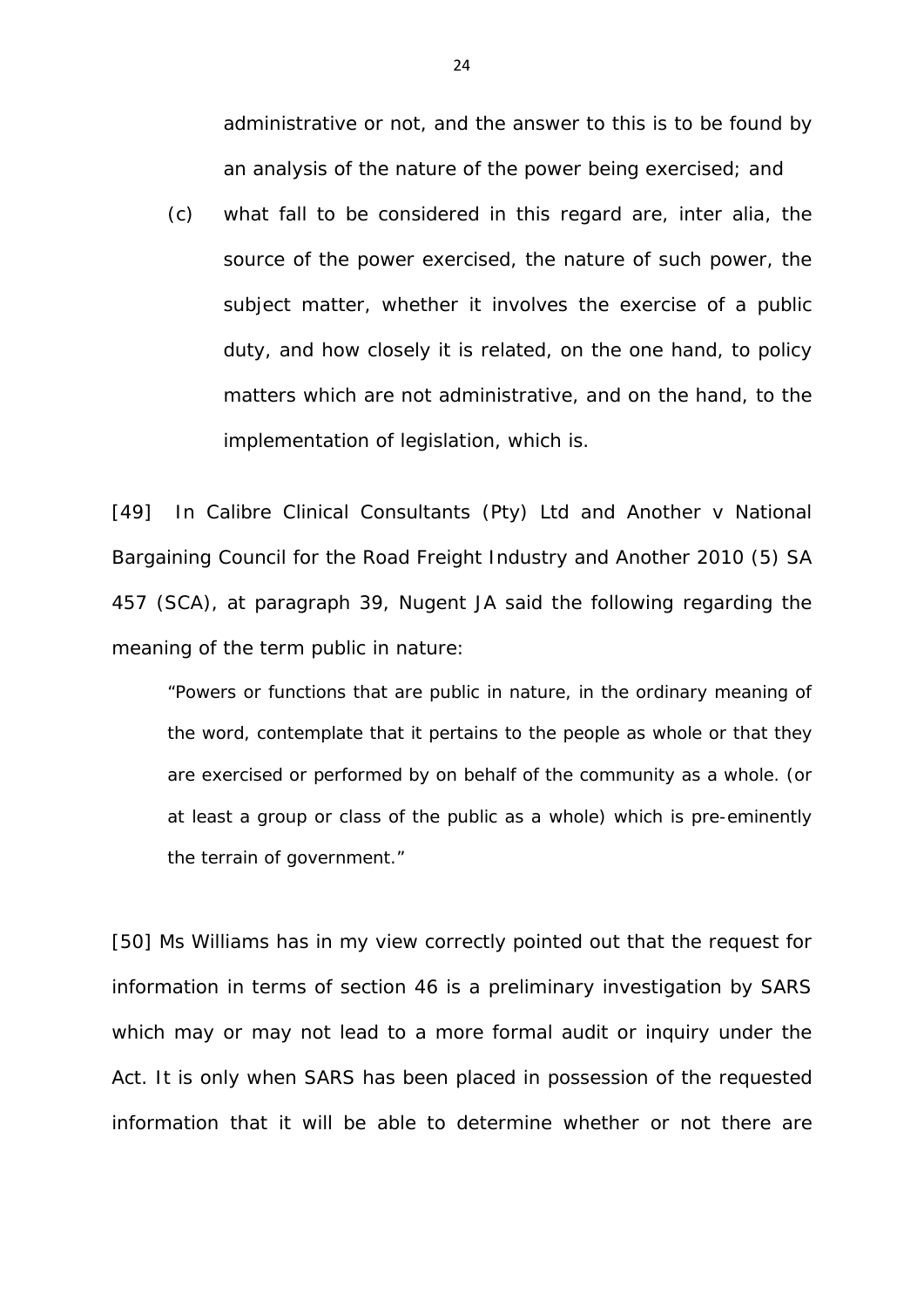administrative or not, and the answer to this is to be found by an analysis of the nature of the power being exercised; and

(c) what fall to be considered in this regard are, inter alia, the source of the power exercised, the nature of such power, the subject matter, whether it involves the exercise of a public duty, and how closely it is related, on the one hand, to policy matters which are not administrative, and on the hand, to the implementation of legislation, which is.

[49] In Calibre Clinical Consultants (Pty) Ltd and Another v National Bargaining Council for the Road Freight Industry and Another 2010 (5) SA 457 (SCA), at paragraph 39, Nugent JA said the following regarding the meaning of the term public in nature:

> "Powers or functions that are public in nature, in the ordinary meaning of the word, contemplate that it pertains to the people as whole or that they are exercised or performed by on behalf of the community as a whole. (or at least a group or class of the public as a whole) which is pre-eminently the terrain of government."

[50] Ms Williams has in my view correctly pointed out that the request for information in terms of section 46 is a preliminary investigation by SARS which may or may not lead to a more formal audit or inquiry under the Act. It is only when SARS has been placed in possession of the requested information that it will be able to determine whether or not there are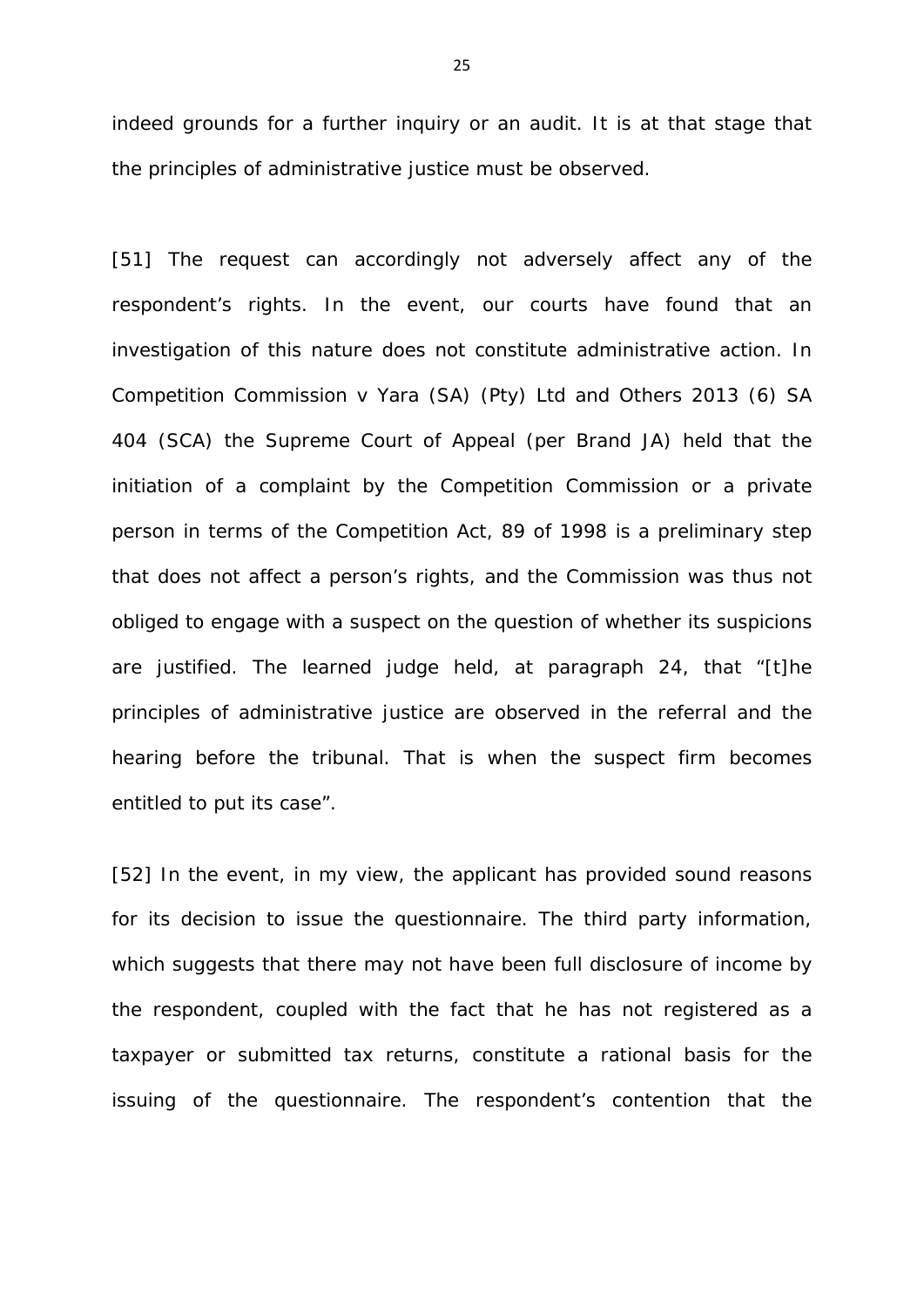indeed grounds for a further inquiry or an audit. It is at that stage that the principles of administrative justice must be observed.

[51] The request can accordingly not adversely affect any of the respondent's rights. In the event, our courts have found that an investigation of this nature does not constitute administrative action. In Competition Commission v Yara (SA) (Pty) Ltd and Others 2013 (6) SA 404 (SCA) the Supreme Court of Appeal (per Brand JA) held that the initiation of a complaint by the Competition Commission or a private person in terms of the Competition Act, 89 of 1998 is a preliminary step that does not affect a person's rights, and the Commission was thus not obliged to engage with a suspect on the question of whether its suspicions are justified. The learned judge held, at paragraph 24, that "[t]he principles of administrative justice are observed in the referral and the hearing before the tribunal. That is when the suspect firm becomes entitled to put its case".

[52] In the event, in my view, the applicant has provided sound reasons for its decision to issue the questionnaire. The third party information, which suggests that there may not have been full disclosure of income by the respondent, coupled with the fact that he has not registered as a taxpayer or submitted tax returns, constitute a rational basis for the issuing of the questionnaire. The respondent's contention that the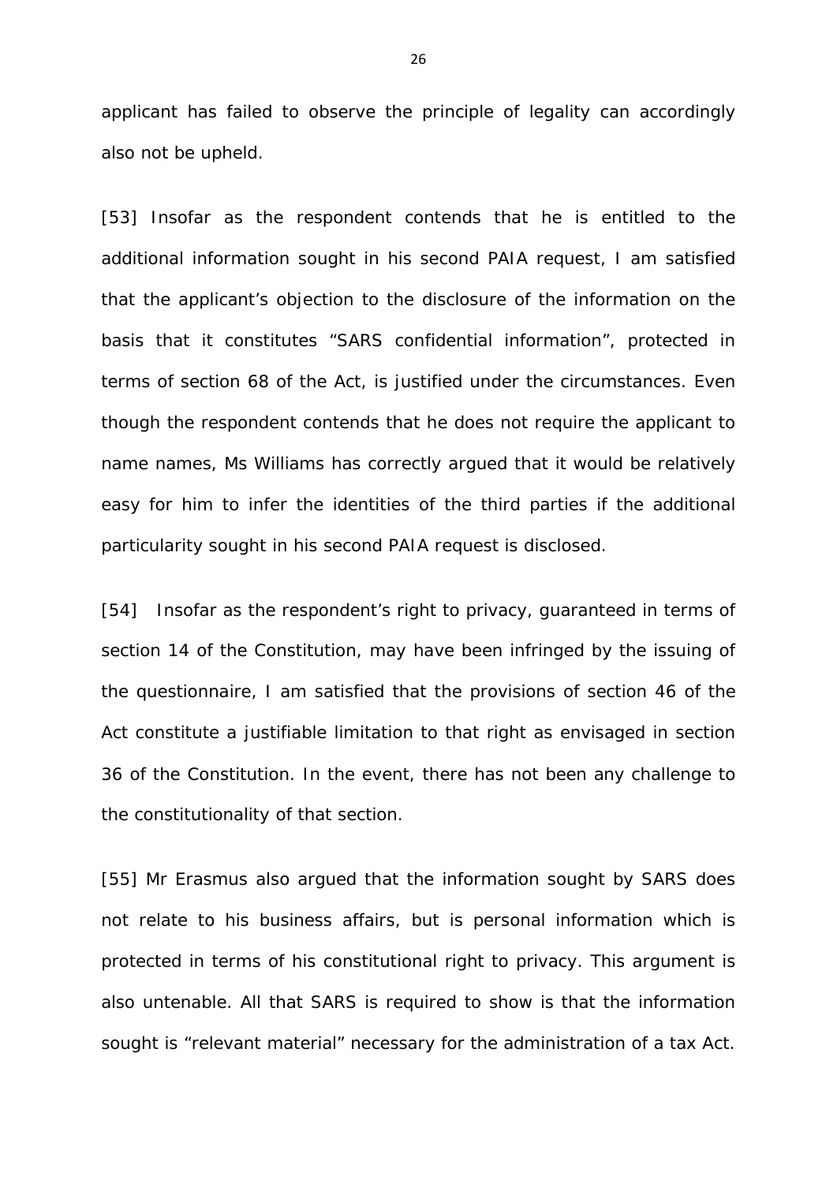applicant has failed to observe the principle of legality can accordingly also not be upheld.

[53] Insofar as the respondent contends that he is entitled to the additional information sought in his second PAIA request, I am satisfied that the applicant's objection to the disclosure of the information on the basis that it constitutes "SARS confidential information", protected in terms of section 68 of the Act, is justified under the circumstances. Even though the respondent contends that he does not require the applicant to name names, Ms Williams has correctly argued that it would be relatively easy for him to infer the identities of the third parties if the additional particularity sought in his second PAIA request is disclosed.

[54] Insofar as the respondent's right to privacy, guaranteed in terms of section 14 of the Constitution, may have been infringed by the issuing of the questionnaire, I am satisfied that the provisions of section 46 of the Act constitute a justifiable limitation to that right as envisaged in section 36 of the Constitution. In the event, there has not been any challenge to the constitutionality of that section.

[55] Mr Erasmus also argued that the information sought by SARS does not relate to his business affairs, but is personal information which is protected in terms of his constitutional right to privacy. This argument is also untenable. All that SARS is required to show is that the information sought is "relevant material" necessary for the administration of a tax Act.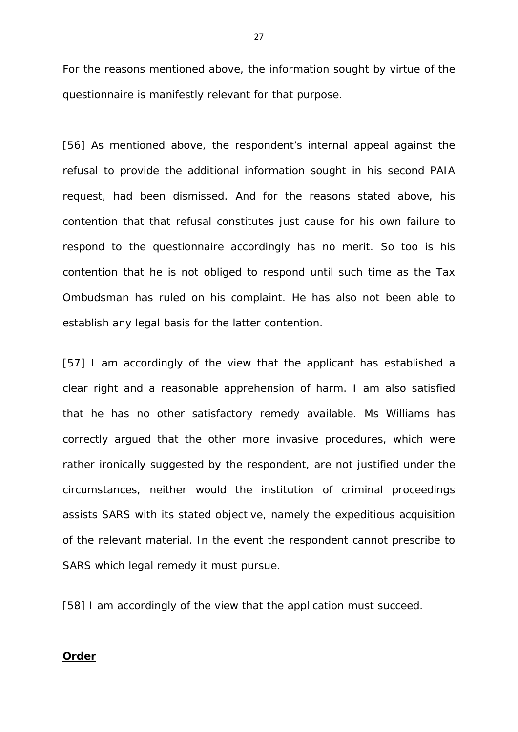For the reasons mentioned above, the information sought by virtue of the questionnaire is manifestly relevant for that purpose.

[56] As mentioned above, the respondent's internal appeal against the refusal to provide the additional information sought in his second PAIA request, had been dismissed. And for the reasons stated above, his contention that that refusal constitutes just cause for his own failure to respond to the questionnaire accordingly has no merit. So too is his contention that he is not obliged to respond until such time as the Tax Ombudsman has ruled on his complaint. He has also not been able to establish any legal basis for the latter contention.

[57] I am accordingly of the view that the applicant has established a clear right and a reasonable apprehension of harm. I am also satisfied that he has no other satisfactory remedy available. Ms Williams has correctly argued that the other more invasive procedures, which were rather ironically suggested by the respondent, are not justified under the circumstances, neither would the institution of criminal proceedings assists SARS with its stated objective, namely the expeditious acquisition of the relevant material. In the event the respondent cannot prescribe to SARS which legal remedy it must pursue.

[58] I am accordingly of the view that the application must succeed.

**Order**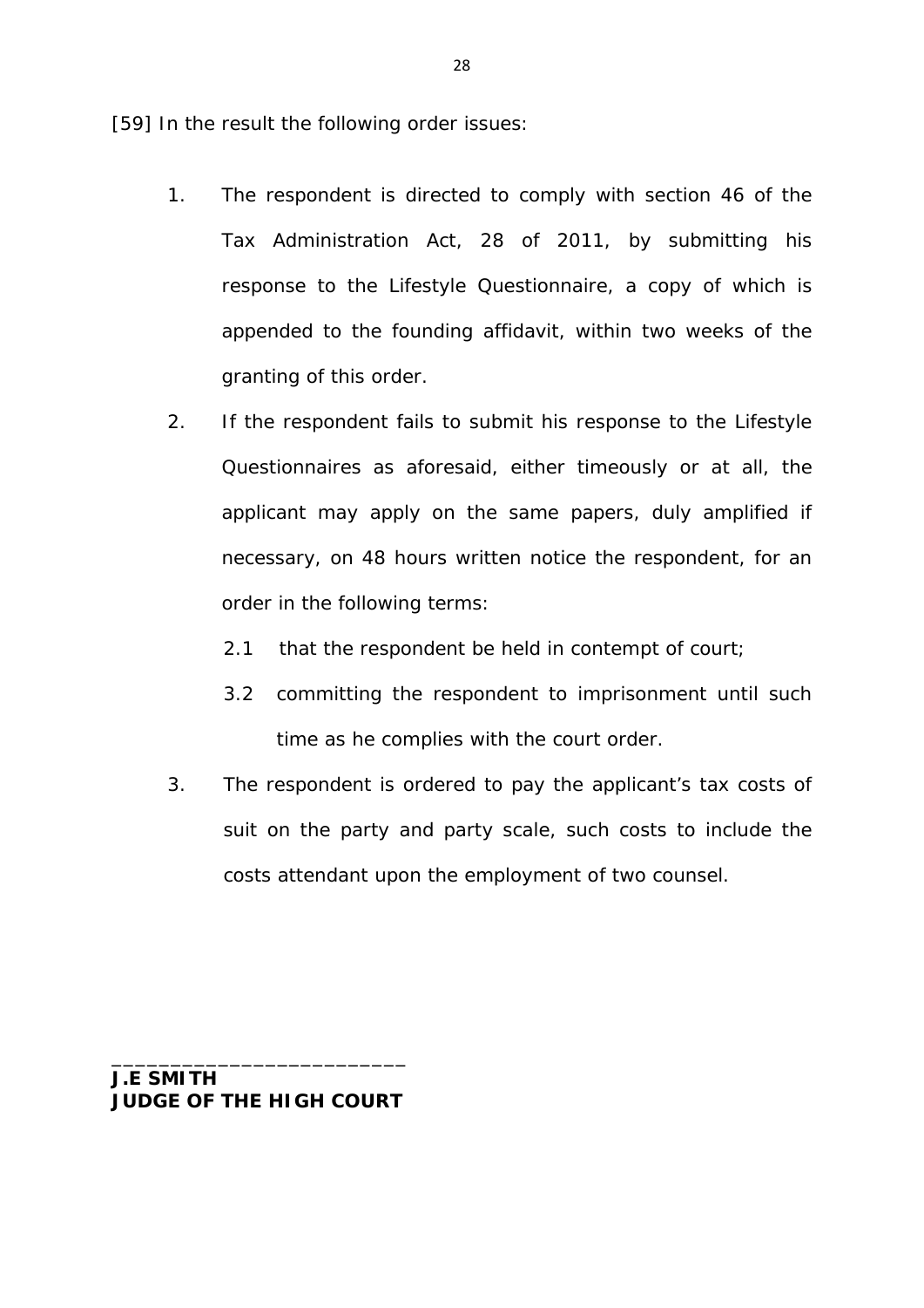[59] In the result the following order issues:

1. The respondent is directed to comply with section 46 of the Tax Administration Act, 28 of 2011, by submitting his response to the Lifestyle Questionnaire, a copy of which is appended to the founding affidavit, within two weeks of the granting of this order.

2. If the respondent fails to submit his response to the Lifestyle Questionnaires as aforesaid, either timeously or at all, the applicant may apply on the same papers, duly amplified if necessary, on 48 hours written notice the respondent, for an order in the following terms:

   2.1 that the respondent be held in contempt of court;

   3.2 committing the respondent to imprisonment until such time as he complies with the court order.

3. The respondent is ordered to pay the applicant's tax costs of suit on the party and party scale, such costs to include the costs attendant upon the employment of two counsel.

_________________________

**J.E SMITH**
**JUDGE OF THE HIGH COURT**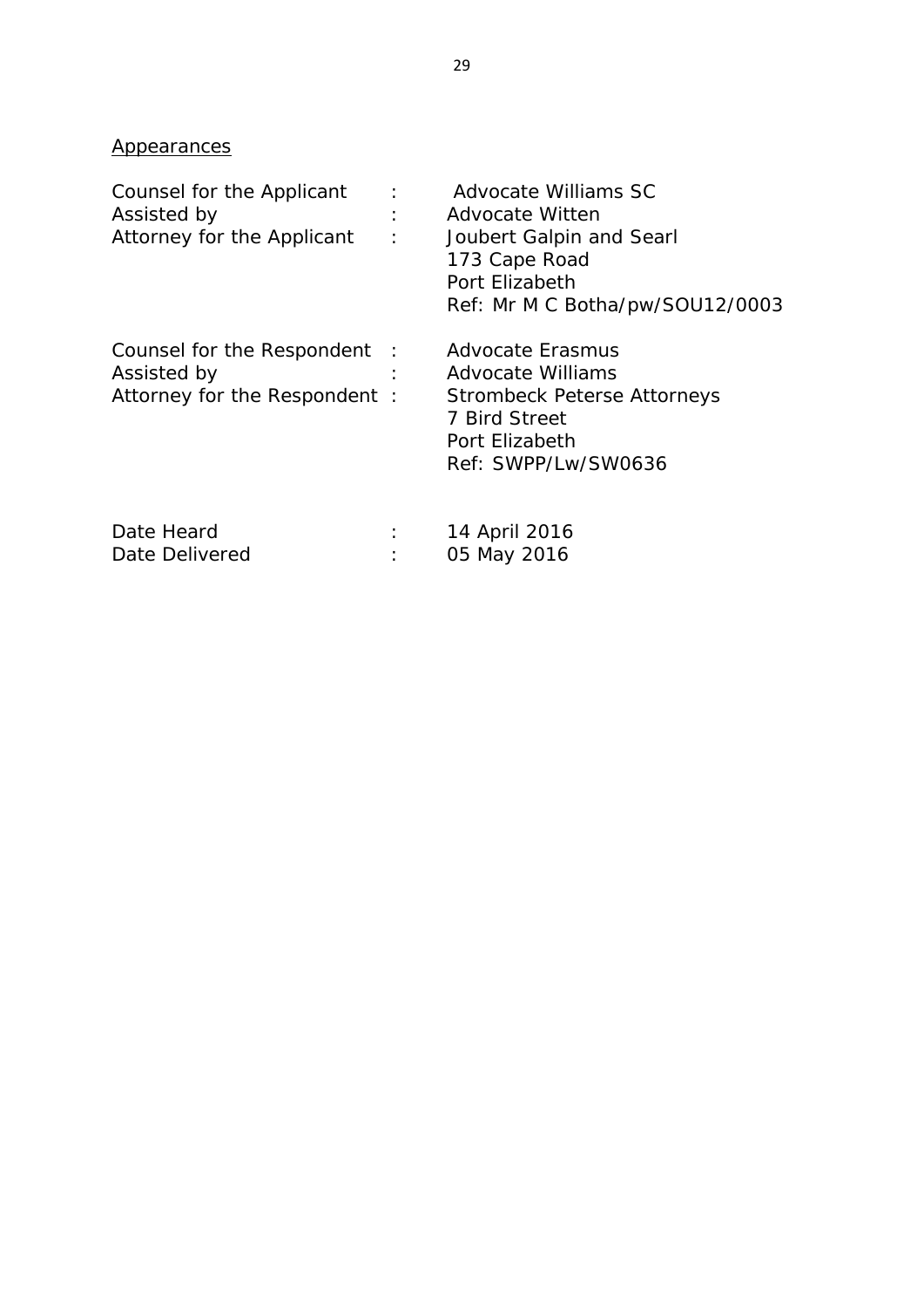<u>Appearances</u>

| | | |
|---|---|---|
| Counsel for the Applicant | : | Advocate Williams SC |
| Assisted by | : | Advocate Witten |
| Attorney for the Applicant | : | Joubert Galpin and Searl<br>173 Cape Road<br>Port Elizabeth<br>Ref: Mr M C Botha/pw/SOU12/0003 |
| Counsel for the Respondent | : | Advocate Erasmus |
| Assisted by | : | Advocate Williams |
| Attorney for the Respondent | : | Strombeck Peterse Attorneys<br>7 Bird Street<br>Port Elizabeth<br>Ref: SWPP/Lw/SW0636 |
| Date Heard | : | 14 April 2016 |
| Date Delivered | : | 05 May 2016 |